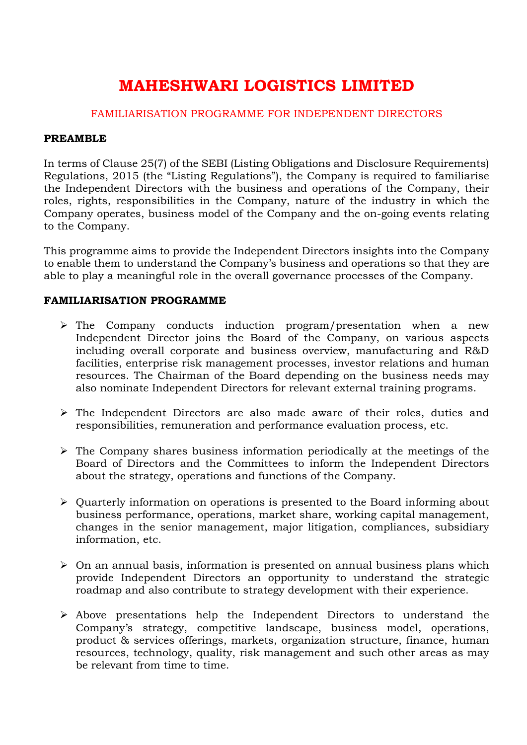# MAHESHWARI LOGISTICS LIMITED

FAMILIARISATION PROGRAMME FOR INDEPENDENT DIRECTORS

## PREAMBLE

In terms of Clause 25(7) of the SEBI (Listing Obligations and Disclosure Requirements) Regulations, 2015 (the "Listing Regulations"), the Company is required to familiarise the Independent Directors with the business and operations of the Company, their roles, rights, responsibilities in the Company, nature of the industry in which the Company operates, business model of the Company and the on-going events relating to the Company.

This programme aims to provide the Independent Directors insights into the Company to enable them to understand the Company's business and operations so that they are able to play a meaningful role in the overall governance processes of the Company.

## FAMILIARISATION PROGRAMME

- The Company conducts induction program/presentation when a new Independent Director joins the Board of the Company, on various aspects including overall corporate and business overview, manufacturing and R&D facilities, enterprise risk management processes, investor relations and human resources. The Chairman of the Board depending on the business needs may also nominate Independent Directors for relevant external training programs.

- The Independent Directors are also made aware of their roles, duties and responsibilities, remuneration and performance evaluation process, etc.

- The Company shares business information periodically at the meetings of the Board of Directors and the Committees to inform the Independent Directors about the strategy, operations and functions of the Company.

- Quarterly information on operations is presented to the Board informing about business performance, operations, market share, working capital management, changes in the senior management, major litigation, compliances, subsidiary information, etc.

- On an annual basis, information is presented on annual business plans which provide Independent Directors an opportunity to understand the strategic roadmap and also contribute to strategy development with their experience.

- Above presentations help the Independent Directors to understand the Company's strategy, competitive landscape, business model, operations, product & services offerings, markets, organization structure, finance, human resources, technology, quality, risk management and such other areas as may be relevant from time to time.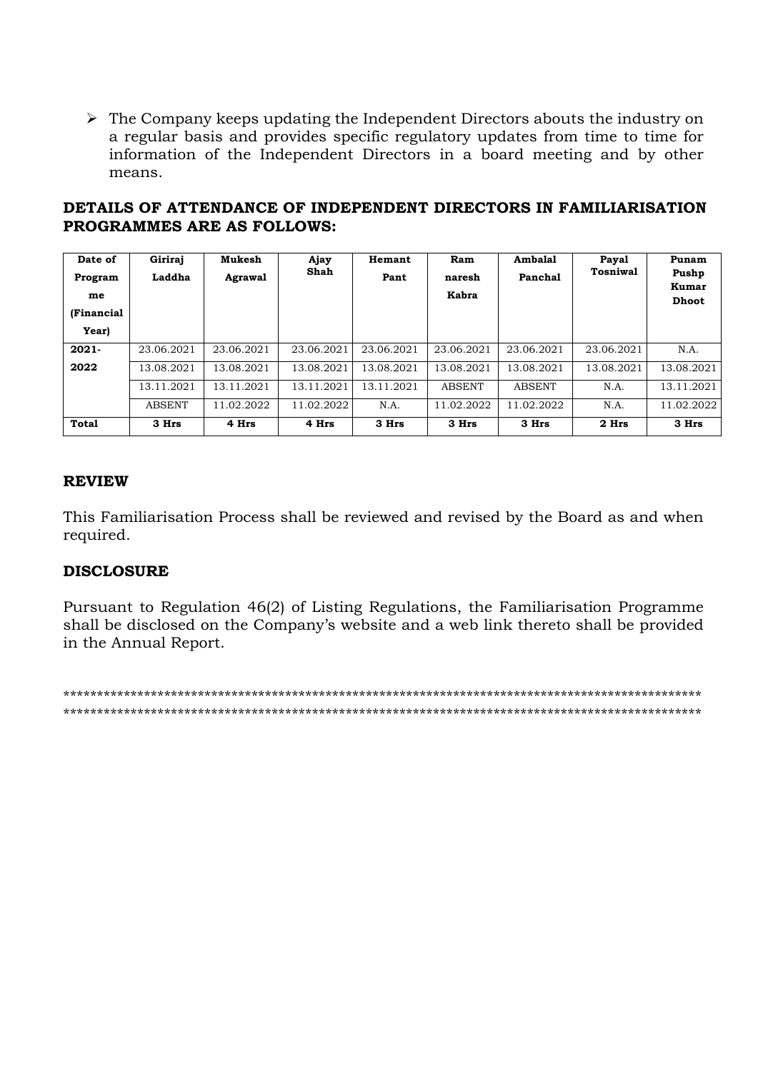- ➢ The Company keeps updating the Independent Directors abouts the industry on a regular basis and provides specific regulatory updates from time to time for information of the Independent Directors in a board meeting and by other means.

## DETAILS OF ATTENDANCE OF INDEPENDENT DIRECTORS IN FAMILIARISATION PROGRAMMES ARE AS FOLLOWS:

| Date of Programme (Financial Year) | Giriraj Laddha | Mukesh Agrawal | Ajay Shah | Hemant Pant | Ram naresh Kabra | Ambalal Panchal | Payal Tosniwal | Punam Pushp Kumar Dhoot |
|---|---|---|---|---|---|---|---|---|
| **2021-2022** | 23.06.2021 | 23.06.2021 | 23.06.2021 | 23.06.2021 | 23.06.2021 | 23.06.2021 | 23.06.2021 | N.A. |
| | 13.08.2021 | 13.08.2021 | 13.08.2021 | 13.08.2021 | 13.08.2021 | 13.08.2021 | 13.08.2021 | 13.08.2021 |
| | 13.11.2021 | 13.11.2021 | 13.11.2021 | 13.11.2021 | ABSENT | ABSENT | N.A. | 13.11.2021 |
| | ABSENT | 11.02.2022 | 11.02.2022 | N.A. | 11.02.2022 | 11.02.2022 | N.A. | 11.02.2022 |
| **Total** | **3 Hrs** | **4 Hrs** | **4 Hrs** | **3 Hrs** | **3 Hrs** | **3 Hrs** | **2 Hrs** | **3 Hrs** |

## REVIEW

This Familiarisation Process shall be reviewed and revised by the Board as and when required.

## DISCLOSURE

Pursuant to Regulation 46(2) of Listing Regulations, the Familiarisation Programme shall be disclosed on the Company's website and a web link thereto shall be provided in the Annual Report.

****************************************************************************************************
****************************************************************************************************